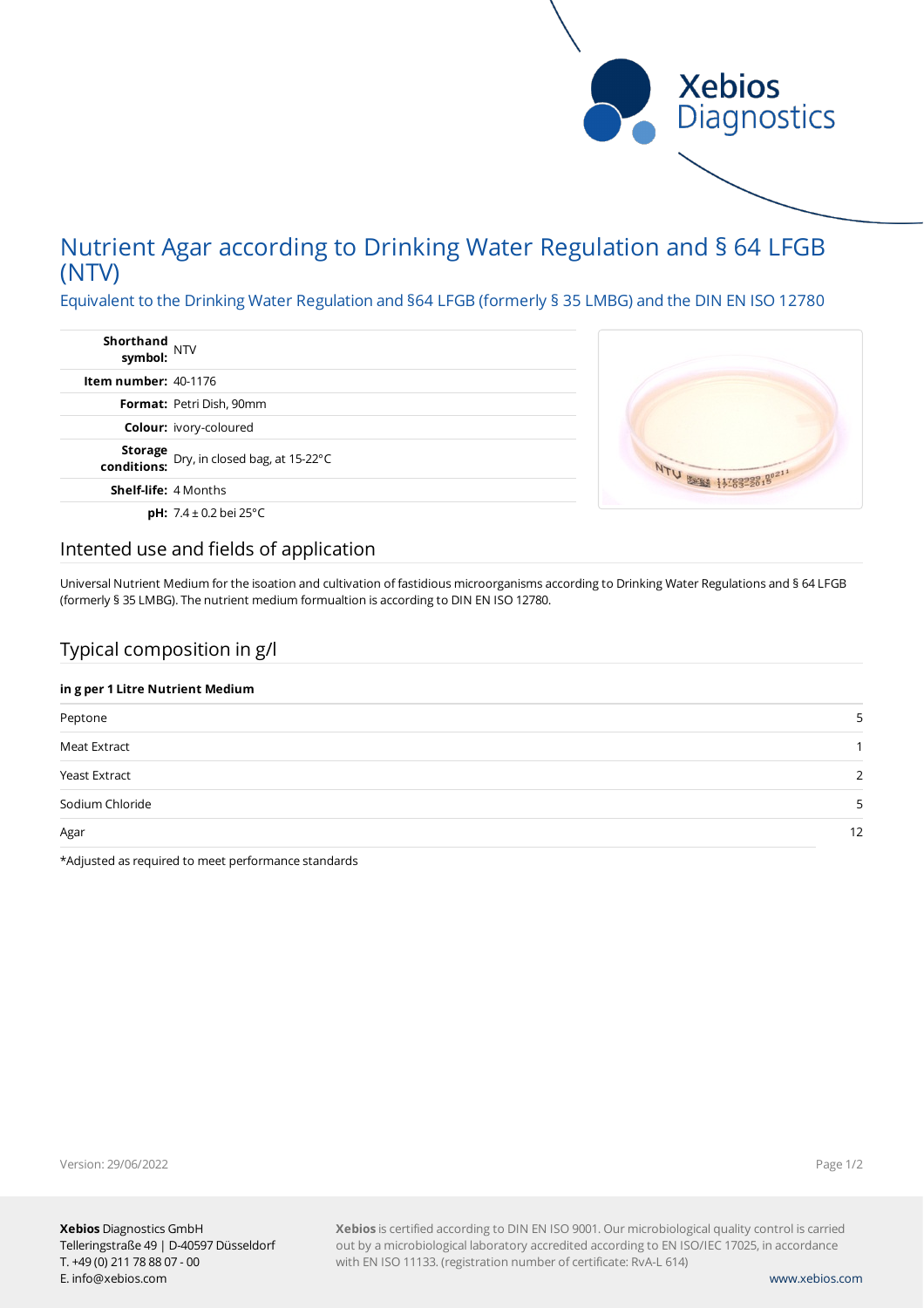# Nutrient Agar according to Drinking Water Regulation and § 64 LFGB (NTV)

Equivalent to the Drinking Water Regulation and §64 LFGB (formerly § 35 LMBG) and the DIN EN ISO 12780

| | |
|---|---|
| **Shorthand symbol:** | NTV |
| **Item number:** | 40-1176 |
| **Format:** | Petri Dish, 90mm |
| **Colour:** | ivory-coloured |
| **Storage conditions:** | Dry, in closed bag, at 15-22°C |
| **Shelf-life:** | 4 Months |
| **pH:** | 7.4 ± 0.2 bei 25°C |

## Intented use and fields of application

Universal Nutrient Medium for the isoation and cultivation of fastidious microorganisms according to Drinking Water Regulations and § 64 LFGB (formerly § 35 LMBG). The nutrient medium formualtion is according to DIN EN ISO 12780.

## Typical composition in g/l

| in g per 1 Litre Nutrient Medium | |
|---|---|
| Peptone | 5 |
| Meat Extract | 1 |
| Yeast Extract | 2 |
| Sodium Chloride | 5 |
| Agar | 12 |

*Adjusted as required to meet performance standards

Version: 29/06/2022

**Xebios** Diagnostics GmbH
Telleringstraße 49 | D-40597 Düsseldorf
T. +49 (0) 211 78 88 07 - 00
E. info@xebios.com

**Xebios** is certified according to DIN EN ISO 9001. Our microbiological quality control is carried out by a microbiological laboratory accredited according to EN ISO/IEC 17025, in accordance with EN ISO 11133. (registration number of certificate: RvA-L 614)

www.xebios.com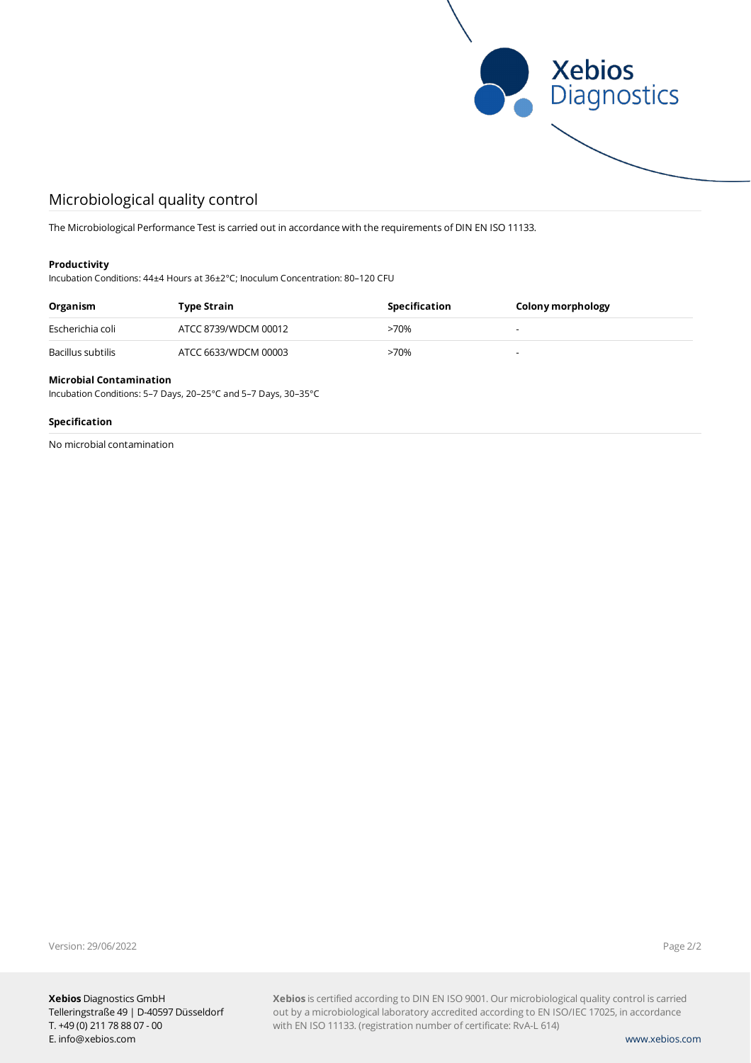## Microbiological quality control

The Microbiological Performance Test is carried out in accordance with the requirements of DIN EN ISO 11133.

**Productivity**

Incubation Conditions: 44±4 Hours at 36±2°C; Inoculum Concentration: 80–120 CFU

| Organism | Type Strain | Specification | Colony morphology |
| --- | --- | --- | --- |
| Escherichia coli | ATCC 8739/WDCM 00012 | >70% | - |
| Bacillus subtilis | ATCC 6633/WDCM 00003 | >70% | - |

**Microbial Contamination**

Incubation Conditions: 5–7 Days, 20–25°C and 5–7 Days, 30–35°C

**Specification**

No microbial contamination

Version: 29/06/2022

**Xebios** Diagnostics GmbH
Telleringstraße 49 | D-40597 Düsseldorf
T. +49 (0) 211 78 88 07 - 00
E. info@xebios.com

**Xebios** is certified according to DIN EN ISO 9001. Our microbiological quality control is carried out by a microbiological laboratory accredited according to EN ISO/IEC 17025, in accordance with EN ISO 11133. (registration number of certificate: RvA-L 614)

www.xebios.com